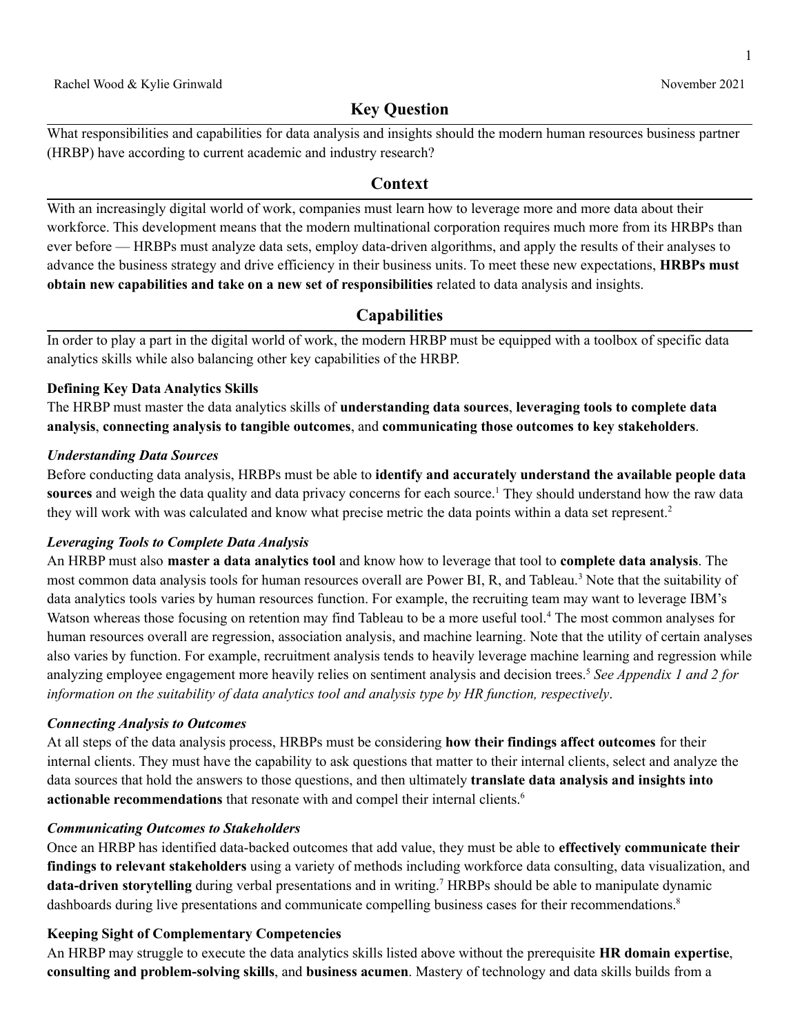Rachel Wood & Kylie Grinwald November 2021

## Key Question

What responsibilities and capabilities for data analysis and insights should the modern human resources business partner (HRBP) have according to current academic and industry research?

## Context

With an increasingly digital world of work, companies must learn how to leverage more and more data about their workforce. This development means that the modern multinational corporation requires much more from its HRBPs than ever before — HRBPs must analyze data sets, employ data-driven algorithms, and apply the results of their analyses to advance the business strategy and drive efficiency in their business units. To meet these new expectations, **HRBPs must obtain new capabilities and take on a new set of responsibilities** related to data analysis and insights.

## Capabilities

In order to play a part in the digital world of work, the modern HRBP must be equipped with a toolbox of specific data analytics skills while also balancing other key capabilities of the HRBP.

### Defining Key Data Analytics Skills

The HRBP must master the data analytics skills of **understanding data sources**, **leveraging tools to complete data analysis**, **connecting analysis to tangible outcomes**, and **communicating those outcomes to key stakeholders**.

#### *Understanding Data Sources*

Before conducting data analysis, HRBPs must be able to **identify and accurately understand the available people data sources** and weigh the data quality and data privacy concerns for each source.[1] They should understand how the raw data they will work with was calculated and know what precise metric the data points within a data set represent.[2]

#### *Leveraging Tools to Complete Data Analysis*

An HRBP must also **master a data analytics tool** and know how to leverage that tool to **complete data analysis**. The most common data analysis tools for human resources overall are Power BI, R, and Tableau.[3] Note that the suitability of data analytics tools varies by human resources function. For example, the recruiting team may want to leverage IBM's Watson whereas those focusing on retention may find Tableau to be a more useful tool.[4] The most common analyses for human resources overall are regression, association analysis, and machine learning. Note that the utility of certain analyses also varies by function. For example, recruitment analysis tends to heavily leverage machine learning and regression while analyzing employee engagement more heavily relies on sentiment analysis and decision trees.[5] *See Appendix 1 and 2 for information on the suitability of data analytics tool and analysis type by HR function, respectively*.

#### *Connecting Analysis to Outcomes*

At all steps of the data analysis process, HRBPs must be considering **how their findings affect outcomes** for their internal clients. They must have the capability to ask questions that matter to their internal clients, select and analyze the data sources that hold the answers to those questions, and then ultimately **translate data analysis and insights into actionable recommendations** that resonate with and compel their internal clients.[6]

#### *Communicating Outcomes to Stakeholders*

Once an HRBP has identified data-backed outcomes that add value, they must be able to **effectively communicate their findings to relevant stakeholders** using a variety of methods including workforce data consulting, data visualization, and **data-driven storytelling** during verbal presentations and in writing.[7] HRBPs should be able to manipulate dynamic dashboards during live presentations and communicate compelling business cases for their recommendations.[8]

### Keeping Sight of Complementary Competencies

An HRBP may struggle to execute the data analytics skills listed above without the prerequisite **HR domain expertise**, **consulting and problem-solving skills**, and **business acumen**. Mastery of technology and data skills builds from a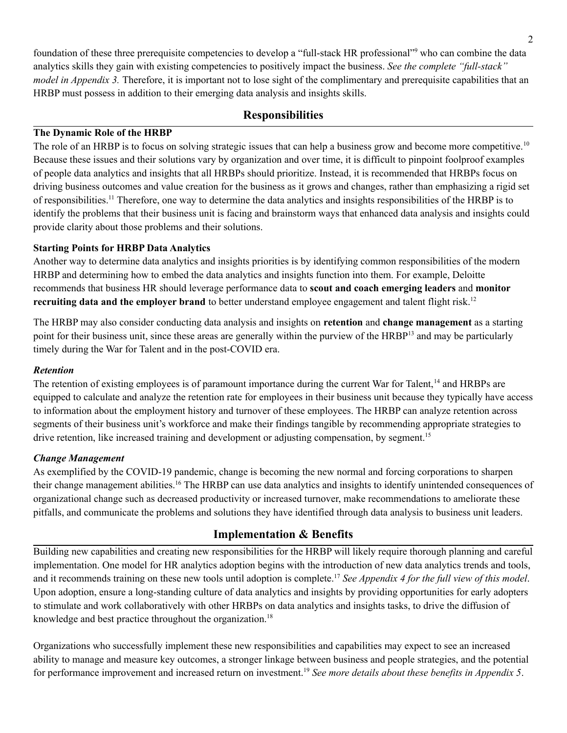foundation of these three prerequisite competencies to develop a "full-stack HR professional"[9] who can combine the data analytics skills they gain with existing competencies to positively impact the business. *See the complete "full-stack" model in Appendix 3.* Therefore, it is important not to lose sight of the complimentary and prerequisite capabilities that an HRBP must possess in addition to their emerging data analysis and insights skills.

## Responsibilities

### The Dynamic Role of the HRBP

The role of an HRBP is to focus on solving strategic issues that can help a business grow and become more competitive.[10] Because these issues and their solutions vary by organization and over time, it is difficult to pinpoint foolproof examples of people data analytics and insights that all HRBPs should prioritize. Instead, it is recommended that HRBPs focus on driving business outcomes and value creation for the business as it grows and changes, rather than emphasizing a rigid set of responsibilities.[11] Therefore, one way to determine the data analytics and insights responsibilities of the HRBP is to identify the problems that their business unit is facing and brainstorm ways that enhanced data analysis and insights could provide clarity about those problems and their solutions.

### Starting Points for HRBP Data Analytics

Another way to determine data analytics and insights priorities is by identifying common responsibilities of the modern HRBP and determining how to embed the data analytics and insights function into them. For example, Deloitte recommends that business HR should leverage performance data to **scout and coach emerging leaders** and **monitor recruiting data and the employer brand** to better understand employee engagement and talent flight risk.[12]

The HRBP may also consider conducting data analysis and insights on **retention** and **change management** as a starting point for their business unit, since these areas are generally within the purview of the HRBP[13] and may be particularly timely during the War for Talent and in the post-COVID era.

#### *Retention*

The retention of existing employees is of paramount importance during the current War for Talent,[14] and HRBPs are equipped to calculate and analyze the retention rate for employees in their business unit because they typically have access to information about the employment history and turnover of these employees. The HRBP can analyze retention across segments of their business unit's workforce and make their findings tangible by recommending appropriate strategies to drive retention, like increased training and development or adjusting compensation, by segment.[15]

#### *Change Management*

As exemplified by the COVID-19 pandemic, change is becoming the new normal and forcing corporations to sharpen their change management abilities.[16] The HRBP can use data analytics and insights to identify unintended consequences of organizational change such as decreased productivity or increased turnover, make recommendations to ameliorate these pitfalls, and communicate the problems and solutions they have identified through data analysis to business unit leaders.

## Implementation & Benefits

Building new capabilities and creating new responsibilities for the HRBP will likely require thorough planning and careful implementation. One model for HR analytics adoption begins with the introduction of new data analytics trends and tools, and it recommends training on these new tools until adoption is complete.[17] *See Appendix 4 for the full view of this model*. Upon adoption, ensure a long-standing culture of data analytics and insights by providing opportunities for early adopters to stimulate and work collaboratively with other HRBPs on data analytics and insights tasks, to drive the diffusion of knowledge and best practice throughout the organization.[18]

Organizations who successfully implement these new responsibilities and capabilities may expect to see an increased ability to manage and measure key outcomes, a stronger linkage between business and people strategies, and the potential for performance improvement and increased return on investment.[19] *See more details about these benefits in Appendix 5*.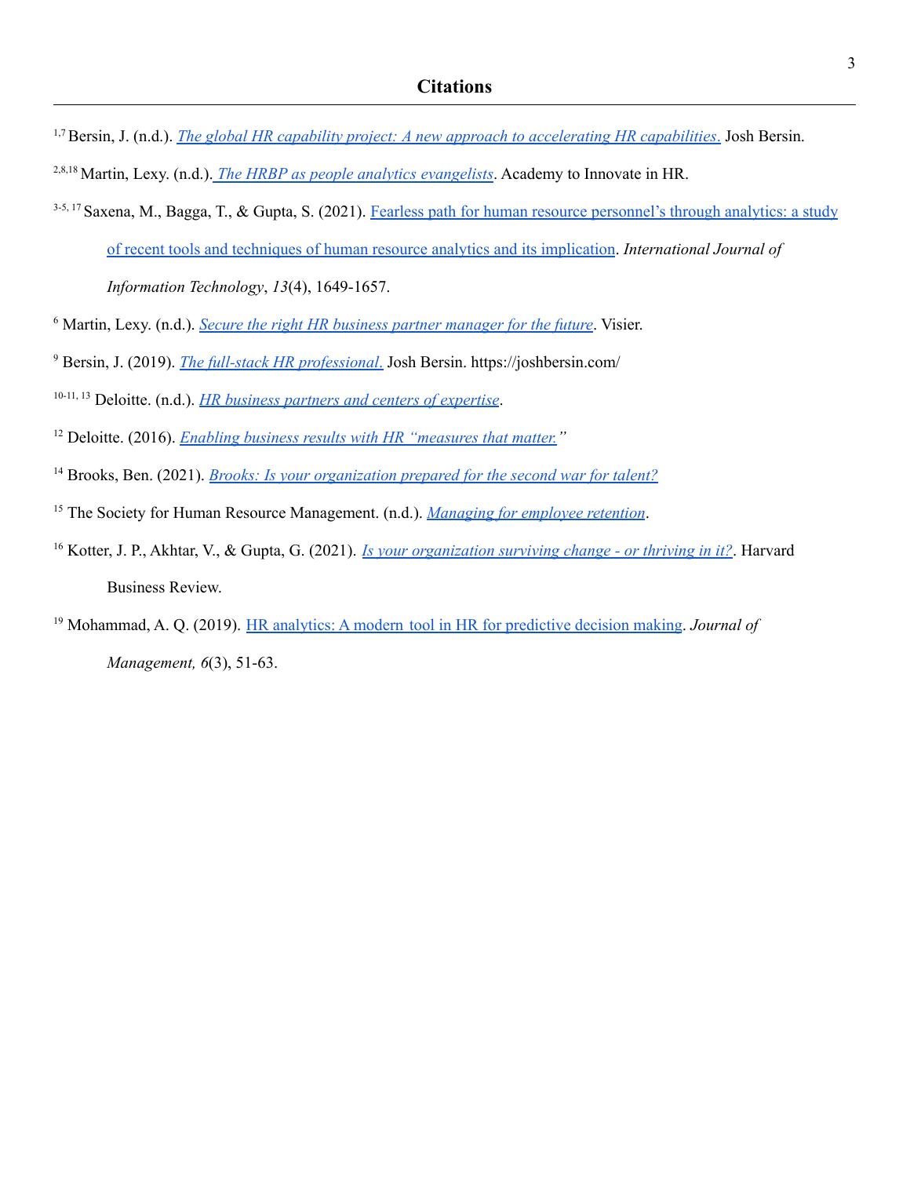# Citations

[1,7] Bersin, J. (n.d.). *The global HR capability project: A new approach to accelerating HR capabilities.* Josh Bersin.

[2,8,18] Martin, Lexy. (n.d.). *The HRBP as people analytics evangelists*. Academy to Innovate in HR.

[3-5, 17] Saxena, M., Bagga, T., & Gupta, S. (2021). Fearless path for human resource personnel's through analytics: a study of recent tools and techniques of human resource analytics and its implication. *International Journal of Information Technology*, *13*(4), 1649-1657.

[6] Martin, Lexy. (n.d.). *Secure the right HR business partner manager for the future*. Visier.

[9] Bersin, J. (2019). *The full-stack HR professional.* Josh Bersin. https://joshbersin.com/

[10-11, 13] Deloitte. (n.d.). *HR business partners and centers of expertise*.

[12] Deloitte. (2016). *Enabling business results with HR "measures that matter."*

[14] Brooks, Ben. (2021). *Brooks: Is your organization prepared for the second war for talent?*

[15] The Society for Human Resource Management. (n.d.). *Managing for employee retention*.

[16] Kotter, J. P., Akhtar, V., & Gupta, G. (2021). *Is your organization surviving change - or thriving in it?*. Harvard Business Review.

[19] Mohammad, A. Q. (2019). HR analytics: A modern tool in HR for predictive decision making. *Journal of Management, 6*(3), 51-63.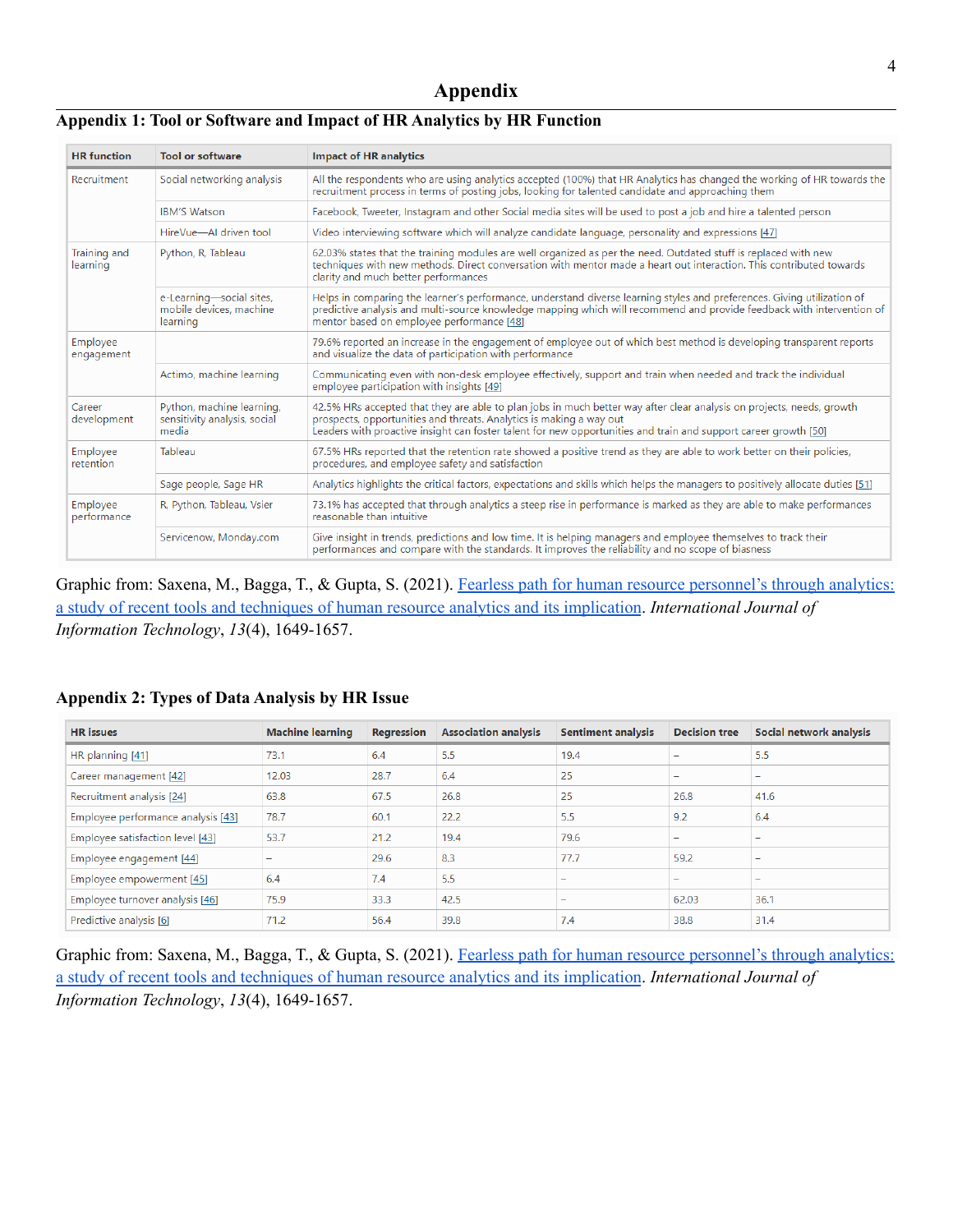# Appendix

## Appendix 1: Tool or Software and Impact of HR Analytics by HR Function

| HR function | Tool or software | Impact of HR analytics |
|---|---|---|
| Recruitment | Social networking analysis | All the respondents who are using analytics accepted (100%) that HR Analytics has changed the working of HR towards the recruitment process in terms of posting jobs, looking for talented candidate and approaching them |
| | IBM'S Watson | Facebook, Tweeter, Instagram and other Social media sites will be used to post a job and hire a talented person |
| | HireVue—AI driven tool | Video interviewing software which will analyze candidate language, personality and expressions [47] |
| Training and learning | Python, R, Tableau | 62.03% states that the training modules are well organized as per the need. Outdated stuff is replaced with new techniques with new methods. Direct conversation with mentor made a heart out interaction. This contributed towards clarity and much better performances |
| | e-Learning—social sites, mobile devices, machine learning | Helps in comparing the learner's performance, understand diverse learning styles and preferences. Giving utilization of predictive analysis and multi-source knowledge mapping which will recommend and provide feedback with intervention of mentor based on employee performance [48] |
| Employee engagement | | 79.6% reported an increase in the engagement of employee out of which best method is developing transparent reports and visualize the data of participation with performance |
| | Actimo, machine learning | Communicating even with non-desk employee effectively, support and train when needed and track the individual employee participation with insights [49] |
| Career development | Python, machine learning, sensitivity analysis, social media | 42.5% HRs accepted that they are able to plan jobs in much better way after clear analysis on projects, needs, growth prospects, opportunities and threats. Analytics is making a way out<br>Leaders with proactive insight can foster talent for new opportunities and train and support career growth [50] |
| Employee retention | Tableau | 67.5% HRs reported that the retention rate showed a positive trend as they are able to work better on their policies, procedures, and employee safety and satisfaction |
| | Sage people, Sage HR | Analytics highlights the critical factors, expectations and skills which helps the managers to positively allocate duties [51] |
| Employee performance | R, Python, Tableau, Vsier | 73.1% has accepted that through analytics a steep rise in performance is marked as they are able to make performances reasonable than intuitive |
| | Servicenow, Monday.com | Give insight in trends, predictions and low time. It is helping managers and employee themselves to track their performances and compare with the standards. It improves the reliability and no scope of biasness |

Graphic from: Saxena, M., Bagga, T., & Gupta, S. (2021). [Fearless path for human resource personnel's through analytics: a study of recent tools and techniques of human resource analytics and its implication]. *International Journal of Information Technology*, *13*(4), 1649-1657.

## Appendix 2: Types of Data Analysis by HR Issue

| HR issues | Machine learning | Regression | Association analysis | Sentiment analysis | Decision tree | Social network analysis |
|---|---|---|---|---|---|---|
| HR planning [41] | 73.1 | 6.4 | 5.5 | 19.4 | – | 5.5 |
| Career management [42] | 12.03 | 28.7 | 6.4 | 25 | – | – |
| Recruitment analysis [24] | 63.8 | 67.5 | 26.8 | 25 | 26.8 | 41.6 |
| Employee performance analysis [43] | 78.7 | 60.1 | 22.2 | 5.5 | 9.2 | 6.4 |
| Employee satisfaction level [43] | 53.7 | 21.2 | 19.4 | 79.6 | – | – |
| Employee engagement [44] | – | 29.6 | 8.3 | 77.7 | 59.2 | – |
| Employee empowerment [45] | 6.4 | 7.4 | 5.5 | – | – | – |
| Employee turnover analysis [46] | 75.9 | 33.3 | 42.5 | – | 62.03 | 36.1 |
| Predictive analysis [6] | 71.2 | 56.4 | 39.8 | 7.4 | 38.8 | 31.4 |

Graphic from: Saxena, M., Bagga, T., & Gupta, S. (2021). [Fearless path for human resource personnel's through analytics: a study of recent tools and techniques of human resource analytics and its implication]. *International Journal of Information Technology*, *13*(4), 1649-1657.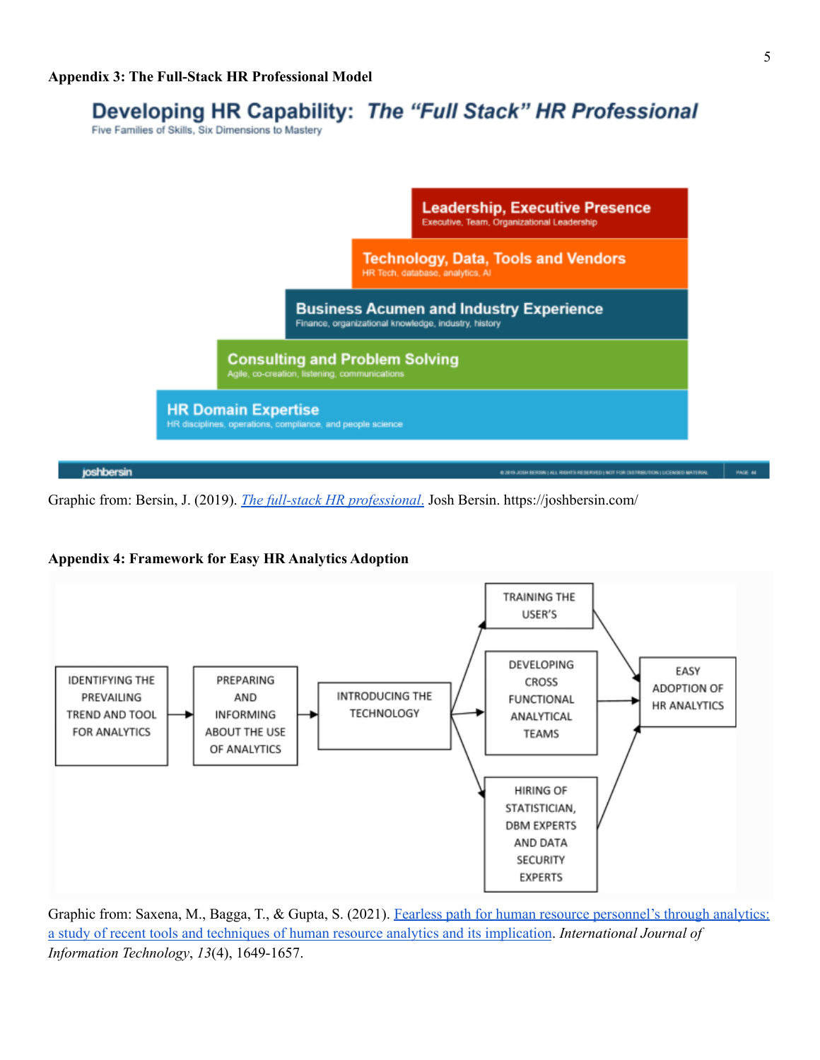**Appendix 3: The Full-Stack HR Professional Model**

**Developing HR Capability: *The "Full Stack" HR Professional***

Five Families of Skills, Six Dimensions to Mastery

- **Leadership, Executive Presence** — Executive, Team, Organizational Leadership
- **Technology, Data, Tools and Vendors** — HR Tech, database, analytics, AI
- **Business Acumen and Industry Experience** — Finance, organizational knowledge, industry, history
- **Consulting and Problem Solving** — Agile, co-creation, listening, communications
- **HR Domain Expertise** — HR disciplines, operations, compliance, and people science

Graphic from: Bersin, J. (2019). *The full-stack HR professional*. Josh Bersin. https://joshbersin.com/

**Appendix 4: Framework for Easy HR Analytics Adoption**

IDENTIFYING THE PREVAILING TREND AND TOOL FOR ANALYTICS → PREPARING AND INFORMING ABOUT THE USE OF ANALYTICS → INTRODUCING THE TECHNOLOGY → (TRAINING THE USER'S; DEVELOPING CROSS FUNCTIONAL ANALYTICAL TEAMS; HIRING OF STATISTICIAN, DBM EXPERTS AND DATA SECURITY EXPERTS) → EASY ADOPTION OF HR ANALYTICS

Graphic from: Saxena, M., Bagga, T., & Gupta, S. (2021). Fearless path for human resource personnel's through analytics: a study of recent tools and techniques of human resource analytics and its implication. *International Journal of Information Technology*, *13*(4), 1649-1657.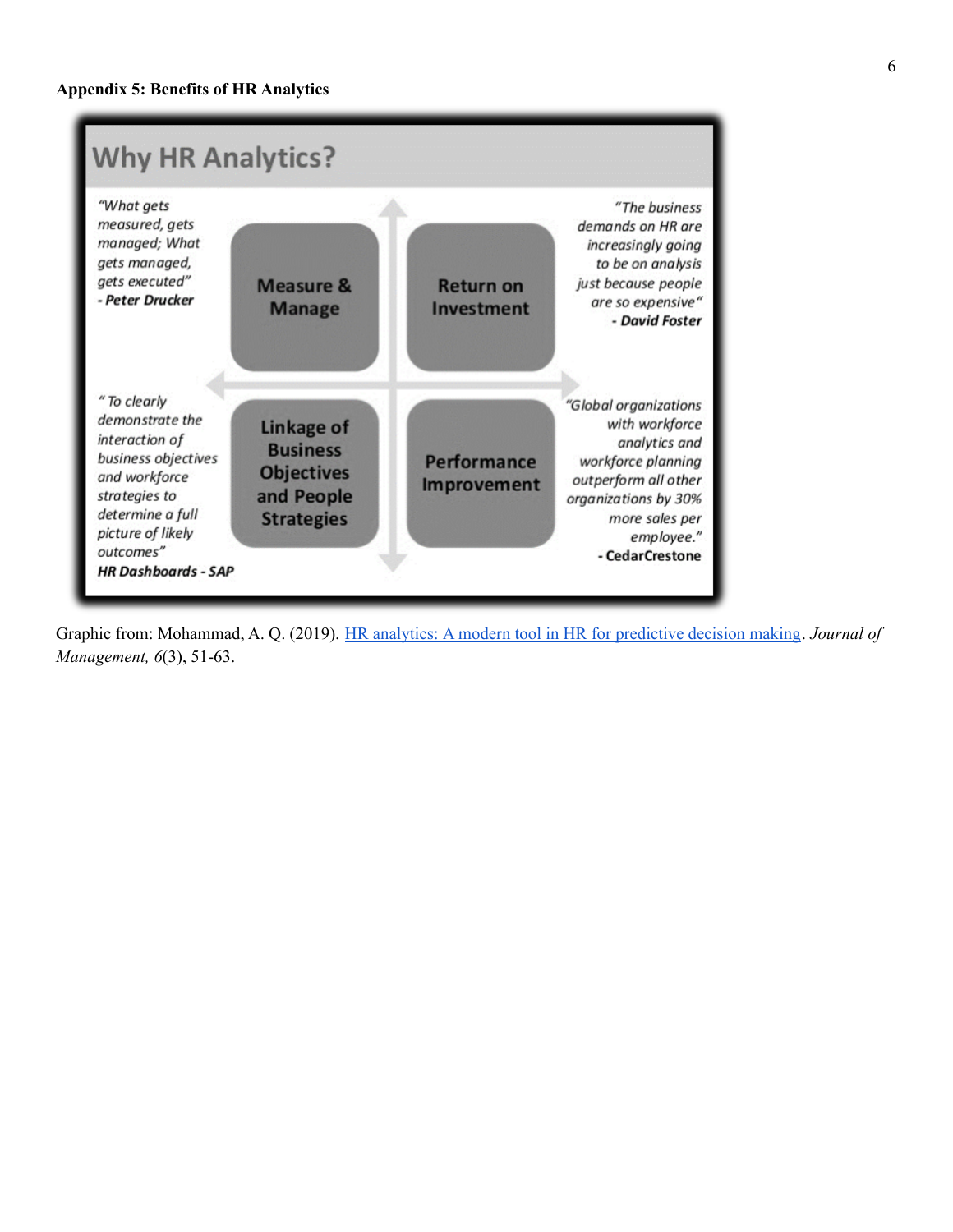**Appendix 5: Benefits of HR Analytics**

Why HR Analytics?

"What gets measured, gets managed; What gets managed, gets executed"
- Peter Drucker

Measure & Manage

Return on Investment

"The business demands on HR are increasingly going to be on analysis just because people are so expensive"
- David Foster

" To clearly demonstrate the interaction of business objectives and workforce strategies to determine a full picture of likely outcomes"
HR Dashboards - SAP

Linkage of Business Objectives and People Strategies

Performance Improvement

"Global organizations with workforce analytics and workforce planning outperform all other organizations by 30% more sales per employee."
- CedarCrestone

Graphic from: Mohammad, A. Q. (2019). [HR analytics: A modern tool in HR for predictive decision making](). *Journal of Management, 6*(3), 51-63.